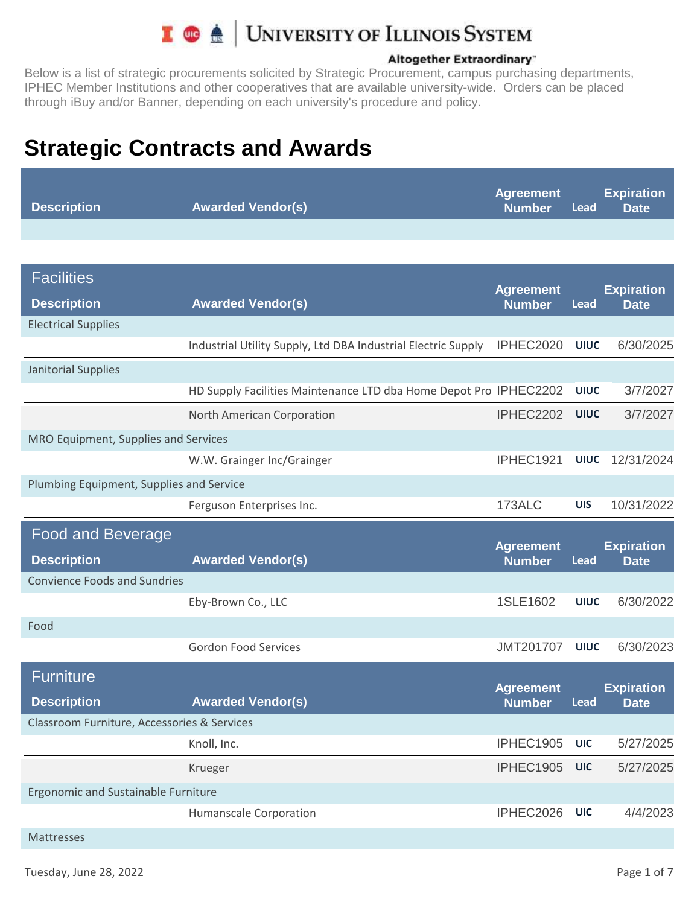# University of Illinois System

Altogether Extraordinary

Below is a list of strategic procurements solicited by Strategic Procurement, campus purchasing departments, IPHEC Member Institutions and other cooperatives that are available university-wide. Orders can be placed through iBuy and/or Banner, depending on each university's procedure and policy.

## Strategic Contracts and Awards

### Facilities

| Description | Awarded Vendor(s) | Agreement Number | Lead | Expiration Date |
|---|---|---|---|---|
| Electrical Supplies | | | | |
| | Industrial Utility Supply, Ltd DBA Industrial Electric Supply | IPHEC2020 | UIUC | 6/30/2025 |
| Janitorial Supplies | | | | |
| | HD Supply Facilities Maintenance LTD dba Home Depot Pro | IPHEC2202 | UIUC | 3/7/2027 |
| | North American Corporation | IPHEC2202 | UIUC | 3/7/2027 |
| MRO Equipment, Supplies and Services | | | | |
| | W.W. Grainger Inc/Grainger | IPHEC1921 | UIUC | 12/31/2024 |
| Plumbing Equipment, Supplies and Service | | | | |
| | Ferguson Enterprises Inc. | 173ALC | UIS | 10/31/2022 |

### Food and Beverage

| Description | Awarded Vendor(s) | Agreement Number | Lead | Expiration Date |
|---|---|---|---|---|
| Convience Foods and Sundries | | | | |
| | Eby-Brown Co., LLC | 1SLE1602 | UIUC | 6/30/2022 |
| Food | | | | |
| | Gordon Food Services | JMT201707 | UIUC | 6/30/2023 |

### Furniture

| Description | Awarded Vendor(s) | Agreement Number | Lead | Expiration Date |
|---|---|---|---|---|
| Classroom Furniture, Accessories & Services | | | | |
| | Knoll, Inc. | IPHEC1905 | UIC | 5/27/2025 |
| | Krueger | IPHEC1905 | UIC | 5/27/2025 |
| Ergonomic and Sustainable Furniture | | | | |
| | Humanscale Corporation | IPHEC2026 | UIC | 4/4/2023 |
| Mattresses | | | | |

Tuesday, June 28, 2022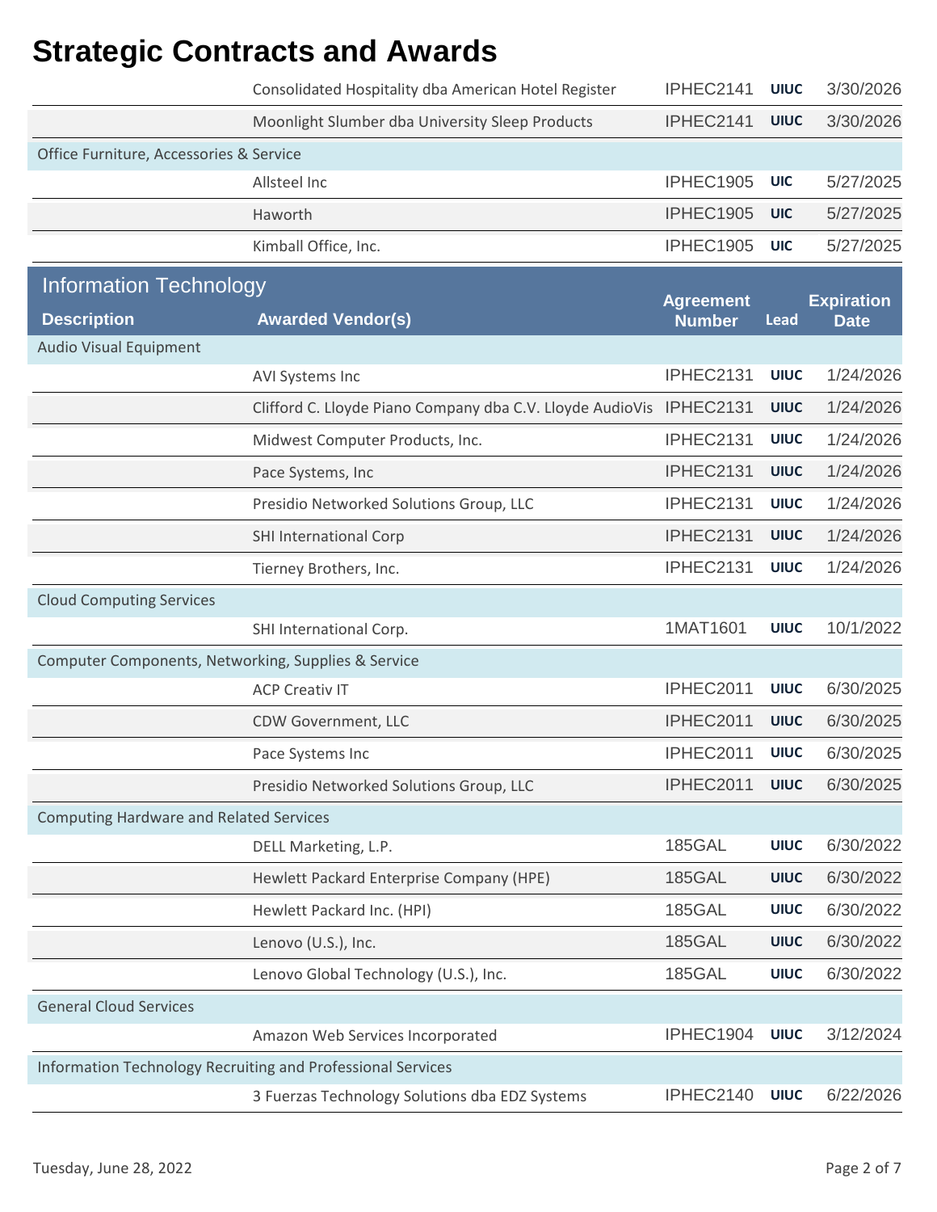# Strategic Contracts and Awards

| Description | Awarded Vendor(s) | Agreement Number | Lead | Expiration Date |
|---|---|---|---|---|
| | Consolidated Hospitality dba American Hotel Register | IPHEC2141 | UIUC | 3/30/2026 |
| | Moonlight Slumber dba University Sleep Products | IPHEC2141 | UIUC | 3/30/2026 |
| Office Furniture, Accessories & Service | | | | |
| | Allsteel Inc | IPHEC1905 | UIC | 5/27/2025 |
| | Haworth | IPHEC1905 | UIC | 5/27/2025 |
| | Kimball Office, Inc. | IPHEC1905 | UIC | 5/27/2025 |

## Information Technology

| Description | Awarded Vendor(s) | Agreement Number | Lead | Expiration Date |
|---|---|---|---|---|
| Audio Visual Equipment | | | | |
| | AVI Systems Inc | IPHEC2131 | UIUC | 1/24/2026 |
| | Clifford C. Lloyde Piano Company dba C.V. Lloyde AudioVis | IPHEC2131 | UIUC | 1/24/2026 |
| | Midwest Computer Products, Inc. | IPHEC2131 | UIUC | 1/24/2026 |
| | Pace Systems, Inc | IPHEC2131 | UIUC | 1/24/2026 |
| | Presidio Networked Solutions Group, LLC | IPHEC2131 | UIUC | 1/24/2026 |
| | SHI International Corp | IPHEC2131 | UIUC | 1/24/2026 |
| | Tierney Brothers, Inc. | IPHEC2131 | UIUC | 1/24/2026 |
| Cloud Computing Services | | | | |
| | SHI International Corp. | 1MAT1601 | UIUC | 10/1/2022 |
| Computer Components, Networking, Supplies & Service | | | | |
| | ACP Creativ IT | IPHEC2011 | UIUC | 6/30/2025 |
| | CDW Government, LLC | IPHEC2011 | UIUC | 6/30/2025 |
| | Pace Systems Inc | IPHEC2011 | UIUC | 6/30/2025 |
| | Presidio Networked Solutions Group, LLC | IPHEC2011 | UIUC | 6/30/2025 |
| Computing Hardware and Related Services | | | | |
| | DELL Marketing, L.P. | 185GAL | UIUC | 6/30/2022 |
| | Hewlett Packard Enterprise Company (HPE) | 185GAL | UIUC | 6/30/2022 |
| | Hewlett Packard Inc. (HPI) | 185GAL | UIUC | 6/30/2022 |
| | Lenovo (U.S.), Inc. | 185GAL | UIUC | 6/30/2022 |
| | Lenovo Global Technology (U.S.), Inc. | 185GAL | UIUC | 6/30/2022 |
| General Cloud Services | | | | |
| | Amazon Web Services Incorporated | IPHEC1904 | UIUC | 3/12/2024 |
| Information Technology Recruiting and Professional Services | | | | |
| | 3 Fuerzas Technology Solutions dba EDZ Systems | IPHEC2140 | UIUC | 6/22/2026 |

Tuesday, June 28, 2022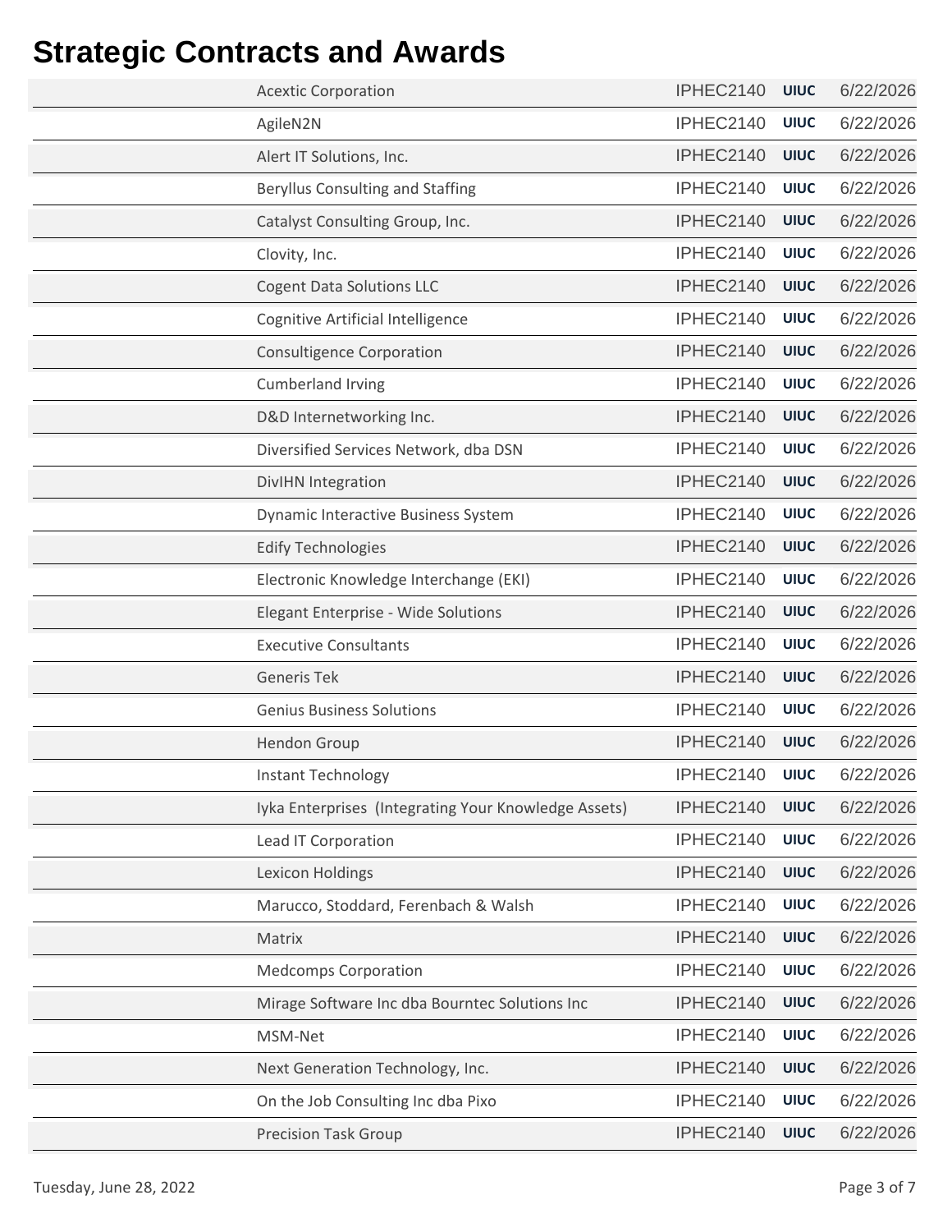# Strategic Contracts and Awards

| | | | | |
|---|---|---|---|---|
| | Acextic Corporation | IPHEC2140 | UIUC | 6/22/2026 |
| | AgileN2N | IPHEC2140 | UIUC | 6/22/2026 |
| | Alert IT Solutions, Inc. | IPHEC2140 | UIUC | 6/22/2026 |
| | Beryllus Consulting and Staffing | IPHEC2140 | UIUC | 6/22/2026 |
| | Catalyst Consulting Group, Inc. | IPHEC2140 | UIUC | 6/22/2026 |
| | Clovity, Inc. | IPHEC2140 | UIUC | 6/22/2026 |
| | Cogent Data Solutions LLC | IPHEC2140 | UIUC | 6/22/2026 |
| | Cognitive Artificial Intelligence | IPHEC2140 | UIUC | 6/22/2026 |
| | Consultigence Corporation | IPHEC2140 | UIUC | 6/22/2026 |
| | Cumberland Irving | IPHEC2140 | UIUC | 6/22/2026 |
| | D&D Internetworking Inc. | IPHEC2140 | UIUC | 6/22/2026 |
| | Diversified Services Network, dba DSN | IPHEC2140 | UIUC | 6/22/2026 |
| | DivIHN Integration | IPHEC2140 | UIUC | 6/22/2026 |
| | Dynamic Interactive Business System | IPHEC2140 | UIUC | 6/22/2026 |
| | Edify Technologies | IPHEC2140 | UIUC | 6/22/2026 |
| | Electronic Knowledge Interchange (EKI) | IPHEC2140 | UIUC | 6/22/2026 |
| | Elegant Enterprise - Wide Solutions | IPHEC2140 | UIUC | 6/22/2026 |
| | Executive Consultants | IPHEC2140 | UIUC | 6/22/2026 |
| | Generis Tek | IPHEC2140 | UIUC | 6/22/2026 |
| | Genius Business Solutions | IPHEC2140 | UIUC | 6/22/2026 |
| | Hendon Group | IPHEC2140 | UIUC | 6/22/2026 |
| | Instant Technology | IPHEC2140 | UIUC | 6/22/2026 |
| | Iyka Enterprises (Integrating Your Knowledge Assets) | IPHEC2140 | UIUC | 6/22/2026 |
| | Lead IT Corporation | IPHEC2140 | UIUC | 6/22/2026 |
| | Lexicon Holdings | IPHEC2140 | UIUC | 6/22/2026 |
| | Marucco, Stoddard, Ferenbach & Walsh | IPHEC2140 | UIUC | 6/22/2026 |
| | Matrix | IPHEC2140 | UIUC | 6/22/2026 |
| | Medcomps Corporation | IPHEC2140 | UIUC | 6/22/2026 |
| | Mirage Software Inc dba Bourntec Solutions Inc | IPHEC2140 | UIUC | 6/22/2026 |
| | MSM-Net | IPHEC2140 | UIUC | 6/22/2026 |
| | Next Generation Technology, Inc. | IPHEC2140 | UIUC | 6/22/2026 |
| | On the Job Consulting Inc dba Pixo | IPHEC2140 | UIUC | 6/22/2026 |
| | Precision Task Group | IPHEC2140 | UIUC | 6/22/2026 |

Tuesday, June 28, 2022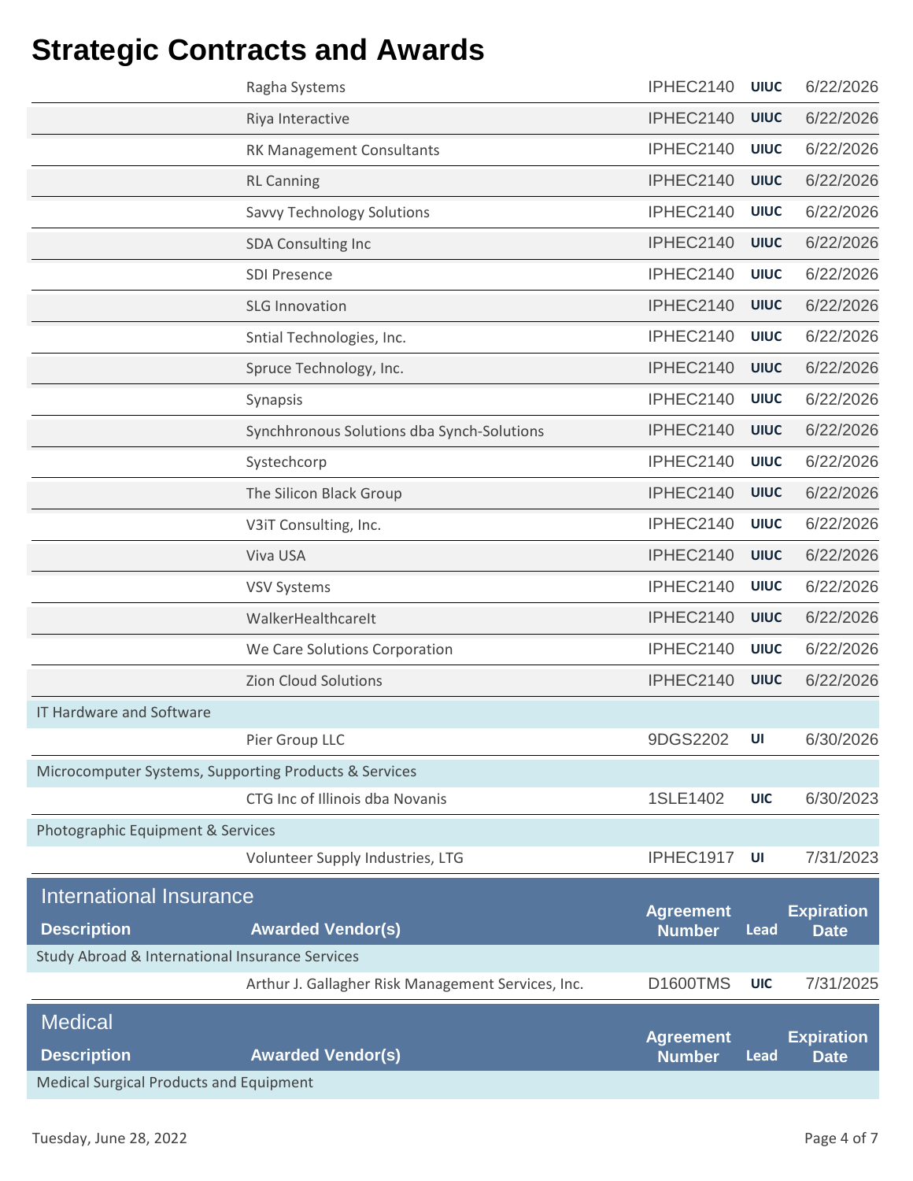# Strategic Contracts and Awards

| Description | Awarded Vendor(s) | Agreement Number | Lead | Expiration Date |
|---|---|---|---|---|
| | Ragha Systems | IPHEC2140 | UIUC | 6/22/2026 |
| | Riya Interactive | IPHEC2140 | UIUC | 6/22/2026 |
| | RK Management Consultants | IPHEC2140 | UIUC | 6/22/2026 |
| | RL Canning | IPHEC2140 | UIUC | 6/22/2026 |
| | Savvy Technology Solutions | IPHEC2140 | UIUC | 6/22/2026 |
| | SDA Consulting Inc | IPHEC2140 | UIUC | 6/22/2026 |
| | SDI Presence | IPHEC2140 | UIUC | 6/22/2026 |
| | SLG Innovation | IPHEC2140 | UIUC | 6/22/2026 |
| | Sntial Technologies, Inc. | IPHEC2140 | UIUC | 6/22/2026 |
| | Spruce Technology, Inc. | IPHEC2140 | UIUC | 6/22/2026 |
| | Synapsis | IPHEC2140 | UIUC | 6/22/2026 |
| | Synchhronous Solutions dba Synch-Solutions | IPHEC2140 | UIUC | 6/22/2026 |
| | Systechcorp | IPHEC2140 | UIUC | 6/22/2026 |
| | The Silicon Black Group | IPHEC2140 | UIUC | 6/22/2026 |
| | V3iT Consulting, Inc. | IPHEC2140 | UIUC | 6/22/2026 |
| | Viva USA | IPHEC2140 | UIUC | 6/22/2026 |
| | VSV Systems | IPHEC2140 | UIUC | 6/22/2026 |
| | WalkerHealthcareIt | IPHEC2140 | UIUC | 6/22/2026 |
| | We Care Solutions Corporation | IPHEC2140 | UIUC | 6/22/2026 |
| | Zion Cloud Solutions | IPHEC2140 | UIUC | 6/22/2026 |
| IT Hardware and Software | | | | |
| | Pier Group LLC | 9DGS2202 | UI | 6/30/2026 |
| Microcomputer Systems, Supporting Products & Services | | | | |
| | CTG Inc of Illinois dba Novanis | 1SLE1402 | UIC | 6/30/2023 |
| Photographic Equipment & Services | | | | |
| | Volunteer Supply Industries, LTG | IPHEC1917 | UI | 7/31/2023 |

## International Insurance

| Description | Awarded Vendor(s) | Agreement Number | Lead | Expiration Date |
|---|---|---|---|---|
| Study Abroad & International Insurance Services | | | | |
| | Arthur J. Gallagher Risk Management Services, Inc. | D1600TMS | UIC | 7/31/2025 |

## Medical

| Description | Awarded Vendor(s) | Agreement Number | Lead | Expiration Date |
|---|---|---|---|---|
| Medical Surgical Products and Equipment | | | | |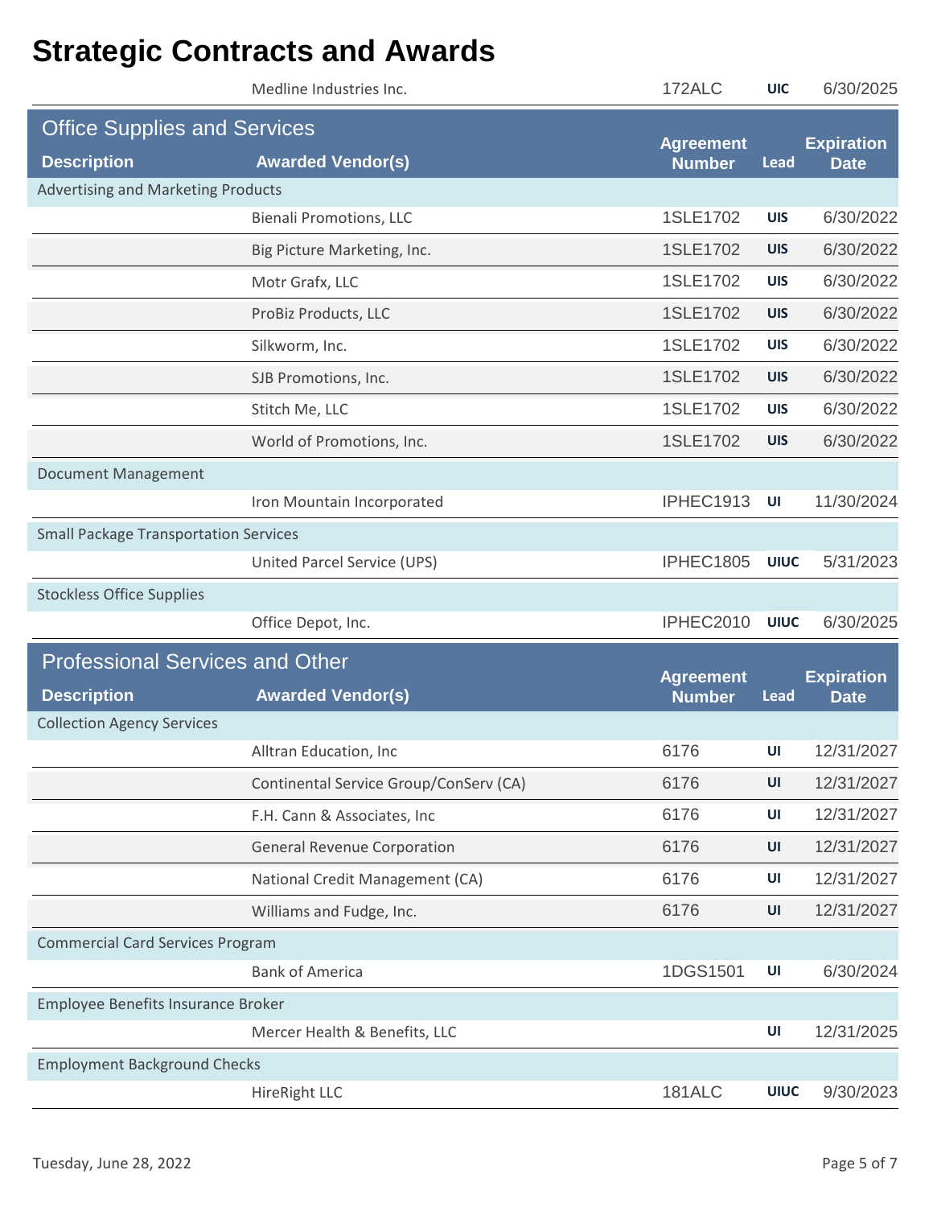# Strategic Contracts and Awards

| | Medline Industries Inc. | 172ALC | UIC | 6/30/2025 |
|---|---|---|---|---|

## Office Supplies and Services

| Description | Awarded Vendor(s) | Agreement Number | Lead | Expiration Date |
|---|---|---|---|---|
| Advertising and Marketing Products | | | | |
| | Bienali Promotions, LLC | 1SLE1702 | UIS | 6/30/2022 |
| | Big Picture Marketing, Inc. | 1SLE1702 | UIS | 6/30/2022 |
| | Motr Grafx, LLC | 1SLE1702 | UIS | 6/30/2022 |
| | ProBiz Products, LLC | 1SLE1702 | UIS | 6/30/2022 |
| | Silkworm, Inc. | 1SLE1702 | UIS | 6/30/2022 |
| | SJB Promotions, Inc. | 1SLE1702 | UIS | 6/30/2022 |
| | Stitch Me, LLC | 1SLE1702 | UIS | 6/30/2022 |
| | World of Promotions, Inc. | 1SLE1702 | UIS | 6/30/2022 |
| Document Management | | | | |
| | Iron Mountain Incorporated | IPHEC1913 | UI | 11/30/2024 |
| Small Package Transportation Services | | | | |
| | United Parcel Service (UPS) | IPHEC1805 | UIUC | 5/31/2023 |
| Stockless Office Supplies | | | | |
| | Office Depot, Inc. | IPHEC2010 | UIUC | 6/30/2025 |

## Professional Services and Other

| Description | Awarded Vendor(s) | Agreement Number | Lead | Expiration Date |
|---|---|---|---|---|
| Collection Agency Services | | | | |
| | Alltran Education, Inc | 6176 | UI | 12/31/2027 |
| | Continental Service Group/ConServ (CA) | 6176 | UI | 12/31/2027 |
| | F.H. Cann & Associates, Inc | 6176 | UI | 12/31/2027 |
| | General Revenue Corporation | 6176 | UI | 12/31/2027 |
| | National Credit Management (CA) | 6176 | UI | 12/31/2027 |
| | Williams and Fudge, Inc. | 6176 | UI | 12/31/2027 |
| Commercial Card Services Program | | | | |
| | Bank of America | 1DGS1501 | UI | 6/30/2024 |
| Employee Benefits Insurance Broker | | | | |
| | Mercer Health & Benefits, LLC | | UI | 12/31/2025 |
| Employment Background Checks | | | | |
| | HireRight LLC | 181ALC | UIUC | 9/30/2023 |

Tuesday, June 28, 2022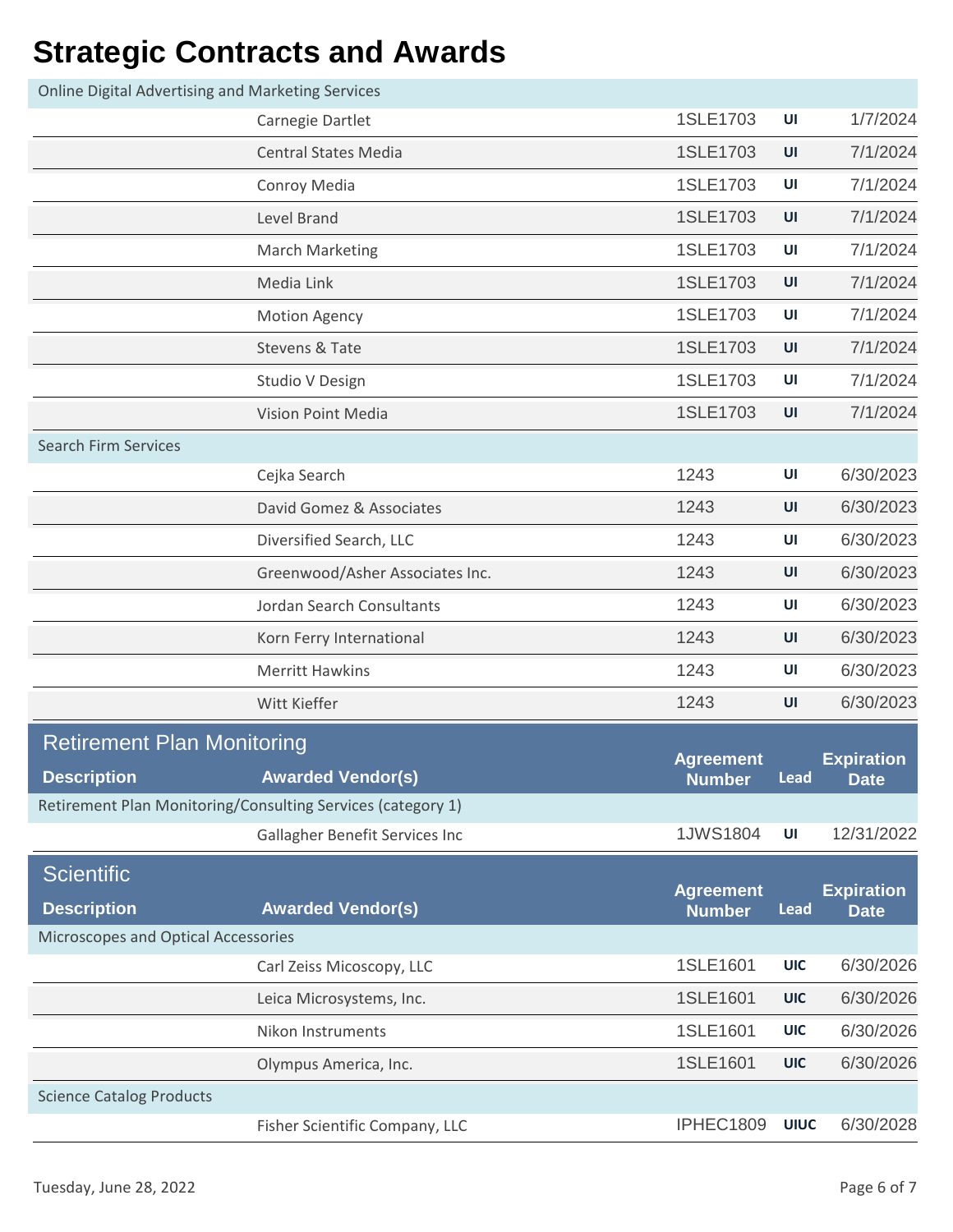# Strategic Contracts and Awards

| Description | Awarded Vendor(s) | Agreement Number | Lead | Expiration Date |
|---|---|---|---|---|
| Online Digital Advertising and Marketing Services | | | | |
| | Carnegie Dartlet | 1SLE1703 | UI | 1/7/2024 |
| | Central States Media | 1SLE1703 | UI | 7/1/2024 |
| | Conroy Media | 1SLE1703 | UI | 7/1/2024 |
| | Level Brand | 1SLE1703 | UI | 7/1/2024 |
| | March Marketing | 1SLE1703 | UI | 7/1/2024 |
| | Media Link | 1SLE1703 | UI | 7/1/2024 |
| | Motion Agency | 1SLE1703 | UI | 7/1/2024 |
| | Stevens & Tate | 1SLE1703 | UI | 7/1/2024 |
| | Studio V Design | 1SLE1703 | UI | 7/1/2024 |
| | Vision Point Media | 1SLE1703 | UI | 7/1/2024 |
| Search Firm Services | | | | |
| | Cejka Search | 1243 | UI | 6/30/2023 |
| | David Gomez & Associates | 1243 | UI | 6/30/2023 |
| | Diversified Search, LLC | 1243 | UI | 6/30/2023 |
| | Greenwood/Asher Associates Inc. | 1243 | UI | 6/30/2023 |
| | Jordan Search Consultants | 1243 | UI | 6/30/2023 |
| | Korn Ferry International | 1243 | UI | 6/30/2023 |
| | Merritt Hawkins | 1243 | UI | 6/30/2023 |
| | Witt Kieffer | 1243 | UI | 6/30/2023 |

## Retirement Plan Monitoring

| Description | Awarded Vendor(s) | Agreement Number | Lead | Expiration Date |
|---|---|---|---|---|
| Retirement Plan Monitoring/Consulting Services (category 1) | | | | |
| | Gallagher Benefit Services Inc | 1JWS1804 | UI | 12/31/2022 |

## Scientific

| Description | Awarded Vendor(s) | Agreement Number | Lead | Expiration Date |
|---|---|---|---|---|
| Microscopes and Optical Accessories | | | | |
| | Carl Zeiss Micoscopy, LLC | 1SLE1601 | UIC | 6/30/2026 |
| | Leica Microsystems, Inc. | 1SLE1601 | UIC | 6/30/2026 |
| | Nikon Instruments | 1SLE1601 | UIC | 6/30/2026 |
| | Olympus America, Inc. | 1SLE1601 | UIC | 6/30/2026 |
| Science Catalog Products | | | | |
| | Fisher Scientific Company, LLC | IPHEC1809 | UIUC | 6/30/2028 |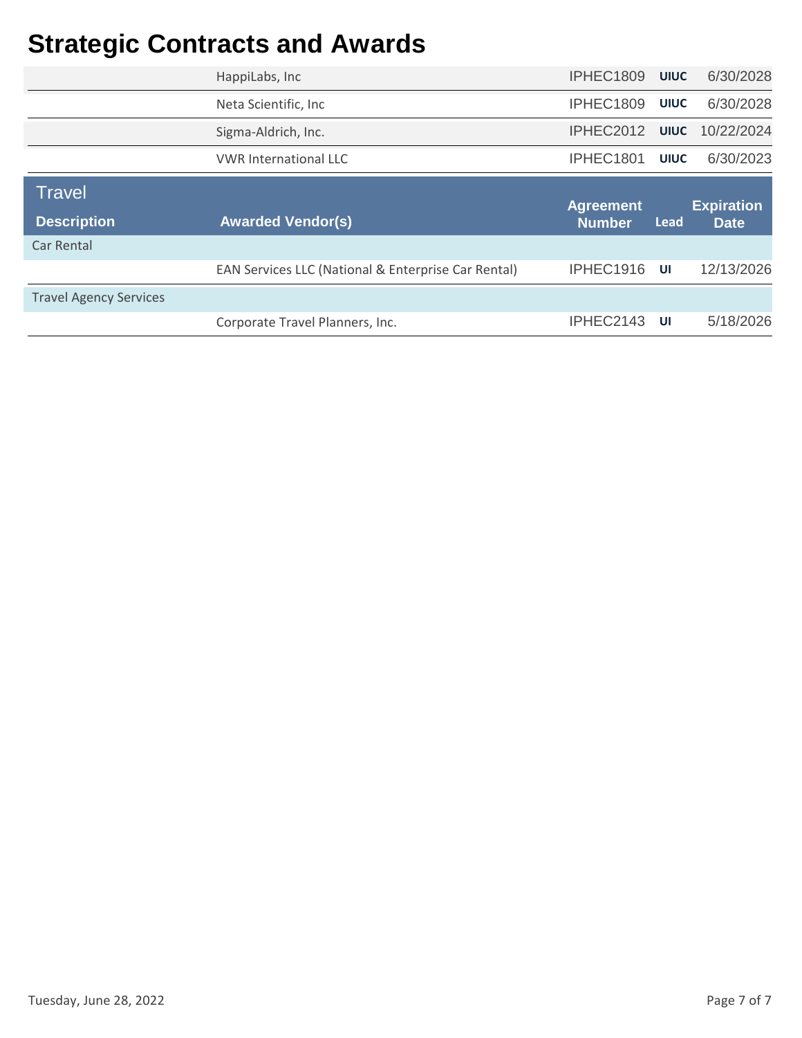# Strategic Contracts and Awards

| | | | | |
|---|---|---|---|---|
| | HappiLabs, Inc | IPHEC1809 | UIUC | 6/30/2028 |
| | Neta Scientific, Inc | IPHEC1809 | UIUC | 6/30/2028 |
| | Sigma-Aldrich, Inc. | IPHEC2012 | UIUC | 10/22/2024 |
| | VWR International LLC | IPHEC1801 | UIUC | 6/30/2023 |

## Travel

| Description | Awarded Vendor(s) | Agreement Number | Lead | Expiration Date |
|---|---|---|---|---|
| Car Rental | | | | |
| | EAN Services LLC (National & Enterprise Car Rental) | IPHEC1916 | UI | 12/13/2026 |
| Travel Agency Services | | | | |
| | Corporate Travel Planners, Inc. | IPHEC2143 | UI | 5/18/2026 |

Tuesday, June 28, 2022